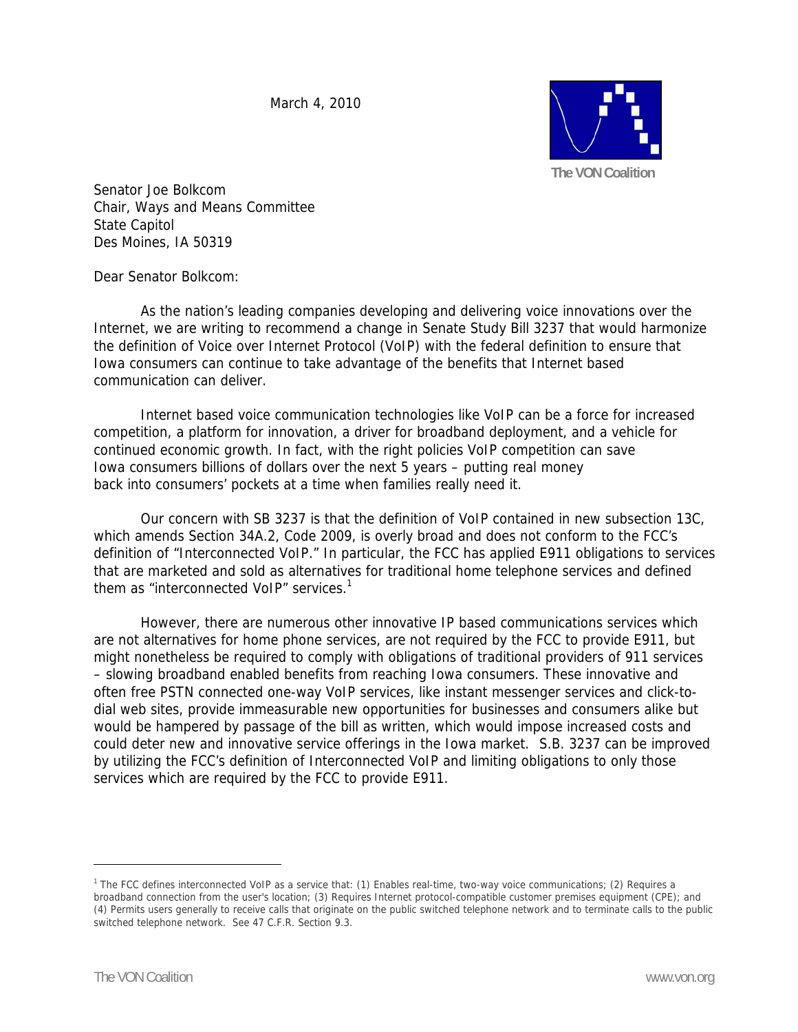March 4, 2010

The VON Coalition

Senator Joe Bolkcom
Chair, Ways and Means Committee
State Capitol
Des Moines, IA 50319

Dear Senator Bolkcom:

As the nation's leading companies developing and delivering voice innovations over the Internet, we are writing to recommend a change in Senate Study Bill 3237 that would harmonize the definition of Voice over Internet Protocol (VoIP) with the federal definition to ensure that Iowa consumers can continue to take advantage of the benefits that Internet based communication can deliver.

Internet based voice communication technologies like VoIP can be a force for increased competition, a platform for innovation, a driver for broadband deployment, and a vehicle for continued economic growth. In fact, with the right policies VoIP competition can save Iowa consumers billions of dollars over the next 5 years – putting real money back into consumers' pockets at a time when families really need it.

Our concern with SB 3237 is that the definition of VoIP contained in new subsection 13C, which amends Section 34A.2, Code 2009, is overly broad and does not conform to the FCC's definition of "Interconnected VoIP." In particular, the FCC has applied E911 obligations to services that are marketed and sold as alternatives for traditional home telephone services and defined them as "interconnected VoIP" services.[1]

However, there are numerous other innovative IP based communications services which are not alternatives for home phone services, are not required by the FCC to provide E911, but might nonetheless be required to comply with obligations of traditional providers of 911 services – slowing broadband enabled benefits from reaching Iowa consumers. These innovative and often free PSTN connected one-way VoIP services, like instant messenger services and click-to-dial web sites, provide immeasurable new opportunities for businesses and consumers alike but would be hampered by passage of the bill as written, which would impose increased costs and could deter new and innovative service offerings in the Iowa market. S.B. 3237 can be improved by utilizing the FCC's definition of Interconnected VoIP and limiting obligations to only those services which are required by the FCC to provide E911.

---

[1] The FCC defines interconnected VoIP as a service that: (1) Enables real-time, two-way voice communications; (2) Requires a broadband connection from the user's location; (3) Requires Internet protocol-compatible customer premises equipment (CPE); and (4) Permits users generally to receive calls that originate on the public switched telephone network and to terminate calls to the public switched telephone network. See 47 C.F.R. Section 9.3.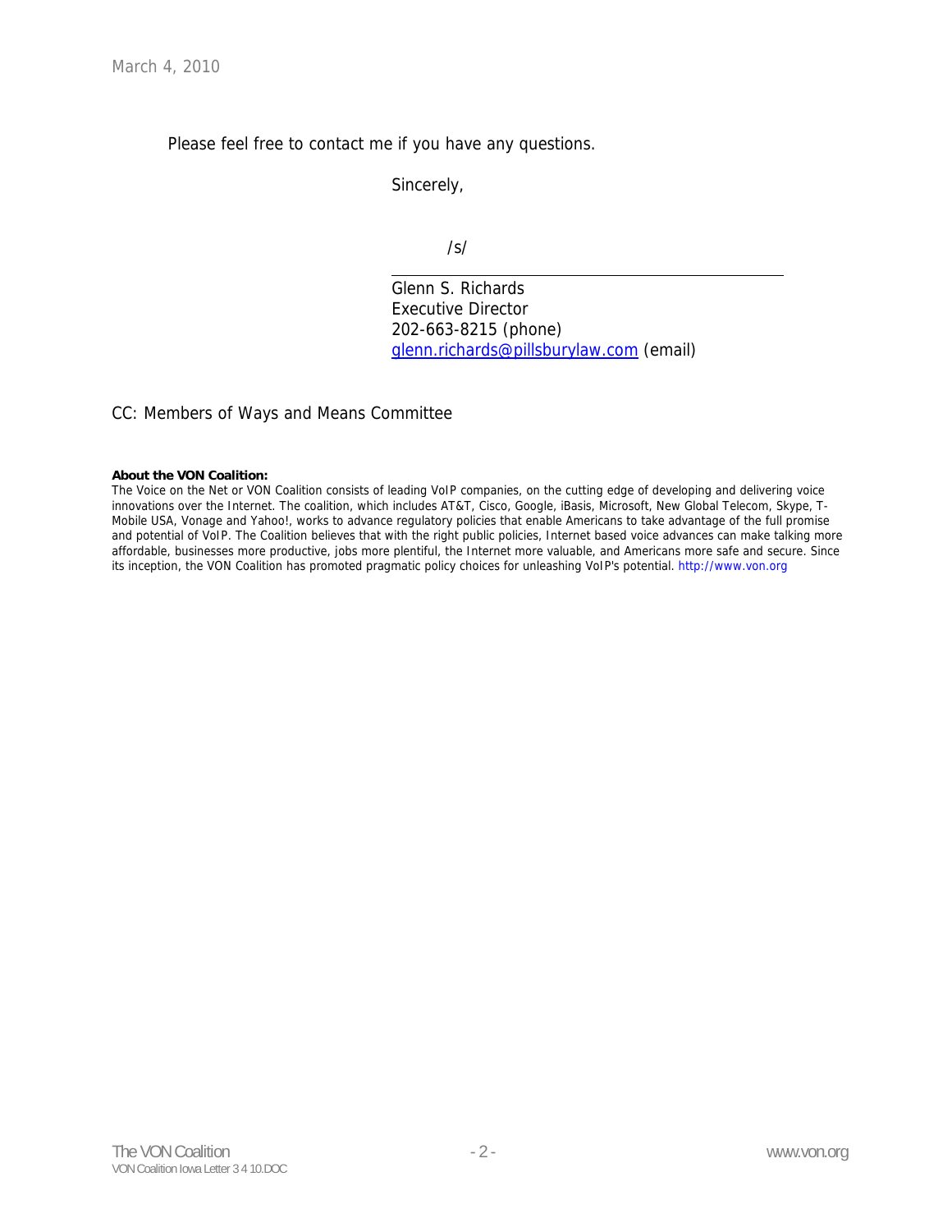Please feel free to contact me if you have any questions.

Sincerely,

/s/

Glenn S. Richards
Executive Director
202-663-8215 (phone)
glenn.richards@pillsburylaw.com (email)

CC: Members of Ways and Means Committee

**About the VON Coalition:**
The Voice on the Net or VON Coalition consists of leading VoIP companies, on the cutting edge of developing and delivering voice innovations over the Internet. The coalition, which includes AT&T, Cisco, Google, iBasis, Microsoft, New Global Telecom, Skype, T-Mobile USA, Vonage and Yahoo!, works to advance regulatory policies that enable Americans to take advantage of the full promise and potential of VoIP. The Coalition believes that with the right public policies, Internet based voice advances can make talking more affordable, businesses more productive, jobs more plentiful, the Internet more valuable, and Americans more safe and secure. Since its inception, the VON Coalition has promoted pragmatic policy choices for unleashing VoIP's potential. http://www.von.org